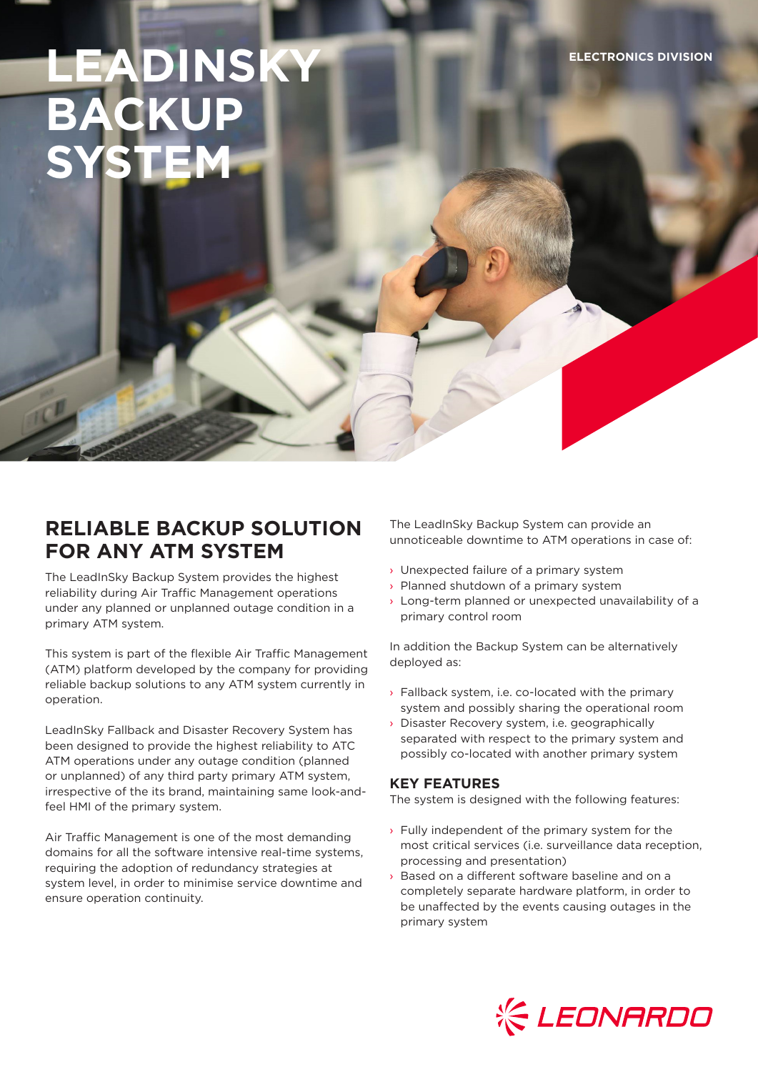# LEADINSKY BACKUP SYSTEM

ELECTRONICS DIVISION

## RELIABLE BACKUP SOLUTION FOR ANY ATM SYSTEM

The LeadInSky Backup System provides the highest reliability during Air Traffic Management operations under any planned or unplanned outage condition in a primary ATM system.

This system is part of the flexible Air Traffic Management (ATM) platform developed by the company for providing reliable backup solutions to any ATM system currently in operation.

LeadInSky Fallback and Disaster Recovery System has been designed to provide the highest reliability to ATC ATM operations under any outage condition (planned or unplanned) of any third party primary ATM system, irrespective of the its brand, maintaining same look-and-feel HMI of the primary system.

Air Traffic Management is one of the most demanding domains for all the software intensive real-time systems, requiring the adoption of redundancy strategies at system level, in order to minimise service downtime and ensure operation continuity.

The LeadInSky Backup System can provide an unnoticeable downtime to ATM operations in case of:

- Unexpected failure of a primary system
- Planned shutdown of a primary system
- Long-term planned or unexpected unavailability of a primary control room

In addition the Backup System can be alternatively deployed as:

- Fallback system, i.e. co-located with the primary system and possibly sharing the operational room
- Disaster Recovery system, i.e. geographically separated with respect to the primary system and possibly co-located with another primary system

### KEY FEATURES

The system is designed with the following features:

- Fully independent of the primary system for the most critical services (i.e. surveillance data reception, processing and presentation)
- Based on a different software baseline and on a completely separate hardware platform, in order to be unaffected by the events causing outages in the primary system

LEONARDO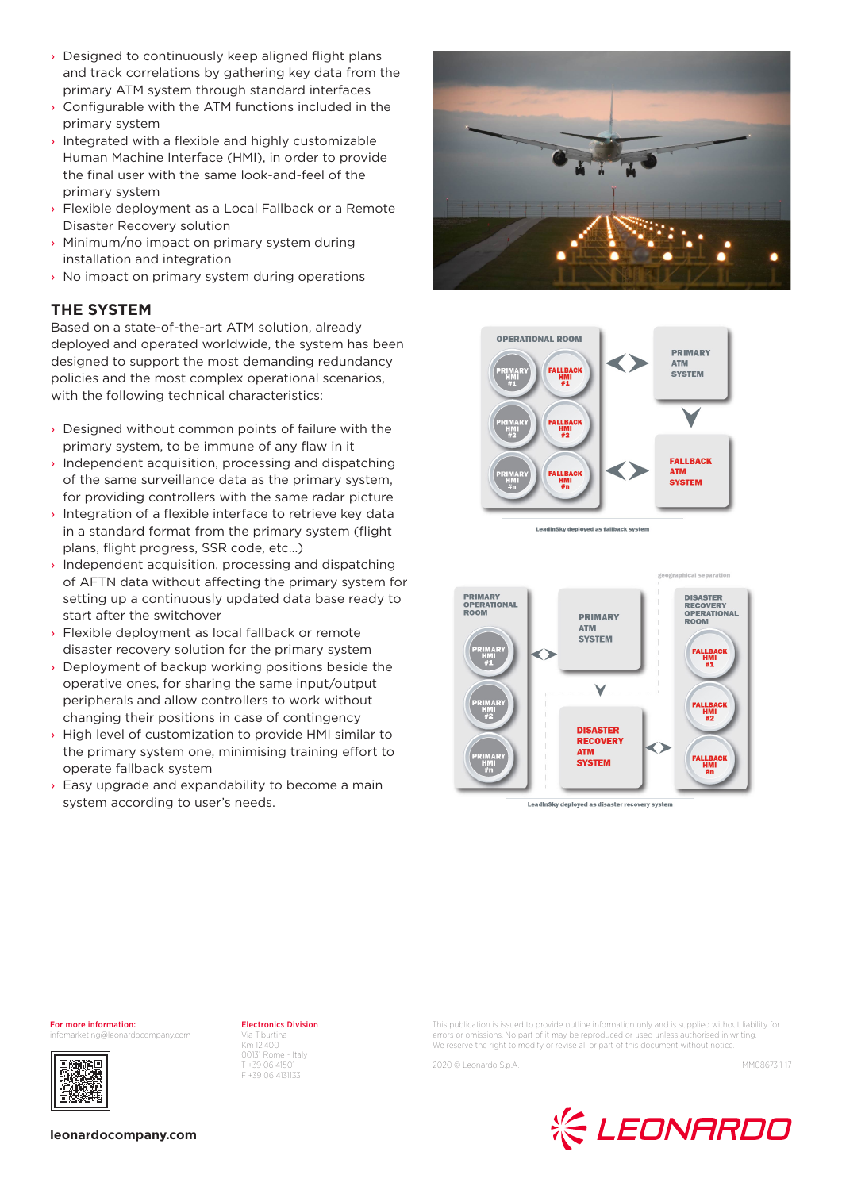- Designed to continuously keep aligned flight plans and track correlations by gathering key data from the primary ATM system through standard interfaces
- Configurable with the ATM functions included in the primary system
- Integrated with a flexible and highly customizable Human Machine Interface (HMI), in order to provide the final user with the same look-and-feel of the primary system
- Flexible deployment as a Local Fallback or a Remote Disaster Recovery solution
- Minimum/no impact on primary system during installation and integration
- No impact on primary system during operations

## THE SYSTEM

Based on a state-of-the-art ATM solution, already deployed and operated worldwide, the system has been designed to support the most demanding redundancy policies and the most complex operational scenarios, with the following technical characteristics:

- Designed without common points of failure with the primary system, to be immune of any flaw in it
- Independent acquisition, processing and dispatching of the same surveillance data as the primary system, for providing controllers with the same radar picture
- Integration of a flexible interface to retrieve key data in a standard format from the primary system (flight plans, flight progress, SSR code, etc...)
- Independent acquisition, processing and dispatching of AFTN data without affecting the primary system for setting up a continuously updated data base ready to start after the switchover
- Flexible deployment as local fallback or remote disaster recovery solution for the primary system
- Deployment of backup working positions beside the operative ones, for sharing the same input/output peripherals and allow controllers to work without changing their positions in case of contingency
- High level of customization to provide HMI similar to the primary system one, minimising training effort to operate fallback system
- Easy upgrade and expandability to become a main system according to user's needs.

OPERATIONAL ROOM
PRIMARY HMI #1
FALLBACK HMI #1
PRIMARY HMI #2
FALLBACK HMI #2
PRIMARY HMI #n
FALLBACK HMI #n
PRIMARY ATM SYSTEM
FALLBACK ATM SYSTEM

LeadInSky deployed as fallback system

geographical separation
PRIMARY OPERATIONAL ROOM
PRIMARY HMI #1
PRIMARY HMI #2
PRIMARY HMI #n
PRIMARY ATM SYSTEM
DISASTER RECOVERY ATM SYSTEM
DISASTER RECOVERY OPERATIONAL ROOM
FALLBACK HMI #1
FALLBACK HMI #2
FALLBACK HMI #n

LeadInSky deployed as disaster recovery system

**For more information:**
infomarketing@leonardocompany.com

**Electronics Division**
Via Tiburtina
Km 12.400
00131 Rome - Italy
T +39 06 41501
F +39 06 4131133

This publication is issued to provide outline information only and is supplied without liability for errors or omissions. No part of it may be reproduced or used unless authorised in writing. We reserve the right to modify or revise all or part of this document without notice.

2020 © Leonardo S.p.A.

MM08673 1-17

**leonardocompany.com**

LEONARDO